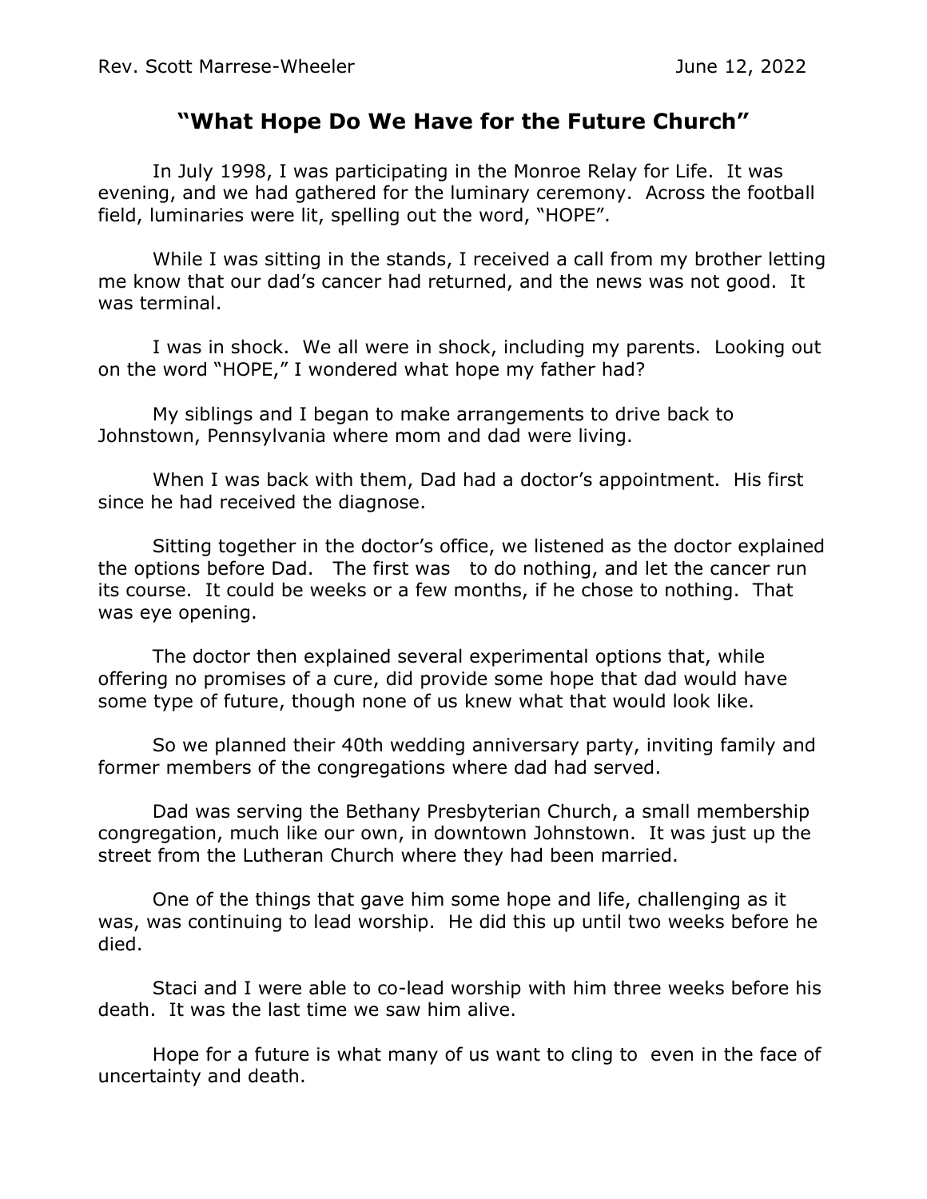Rev. Scott Marrese-Wheeler June 12, 2022

# "What Hope Do We Have for the Future Church"

In July 1998, I was participating in the Monroe Relay for Life. It was evening, and we had gathered for the luminary ceremony. Across the football field, luminaries were lit, spelling out the word, "HOPE".

While I was sitting in the stands, I received a call from my brother letting me know that our dad's cancer had returned, and the news was not good. It was terminal.

I was in shock. We all were in shock, including my parents. Looking out on the word "HOPE," I wondered what hope my father had?

My siblings and I began to make arrangements to drive back to Johnstown, Pennsylvania where mom and dad were living.

When I was back with them, Dad had a doctor's appointment. His first since he had received the diagnose.

Sitting together in the doctor's office, we listened as the doctor explained the options before Dad. The first was to do nothing, and let the cancer run its course. It could be weeks or a few months, if he chose to nothing. That was eye opening.

The doctor then explained several experimental options that, while offering no promises of a cure, did provide some hope that dad would have some type of future, though none of us knew what that would look like.

So we planned their 40th wedding anniversary party, inviting family and former members of the congregations where dad had served.

Dad was serving the Bethany Presbyterian Church, a small membership congregation, much like our own, in downtown Johnstown. It was just up the street from the Lutheran Church where they had been married.

One of the things that gave him some hope and life, challenging as it was, was continuing to lead worship. He did this up until two weeks before he died.

Staci and I were able to co-lead worship with him three weeks before his death. It was the last time we saw him alive.

Hope for a future is what many of us want to cling to even in the face of uncertainty and death.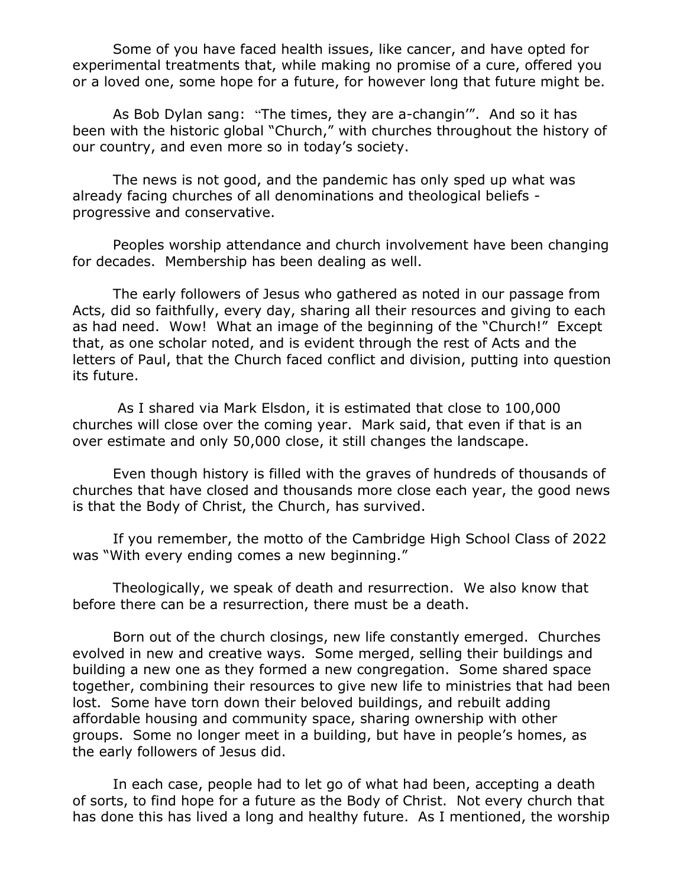Some of you have faced health issues, like cancer, and have opted for experimental treatments that, while making no promise of a cure, offered you or a loved one, some hope for a future, for however long that future might be.

As Bob Dylan sang: "The times, they are a-changin'". And so it has been with the historic global "Church," with churches throughout the history of our country, and even more so in today's society.

The news is not good, and the pandemic has only sped up what was already facing churches of all denominations and theological beliefs - progressive and conservative.

Peoples worship attendance and church involvement have been changing for decades. Membership has been dealing as well.

The early followers of Jesus who gathered as noted in our passage from Acts, did so faithfully, every day, sharing all their resources and giving to each as had need. Wow! What an image of the beginning of the "Church!" Except that, as one scholar noted, and is evident through the rest of Acts and the letters of Paul, that the Church faced conflict and division, putting into question its future.

As I shared via Mark Elsdon, it is estimated that close to 100,000 churches will close over the coming year. Mark said, that even if that is an over estimate and only 50,000 close, it still changes the landscape.

Even though history is filled with the graves of hundreds of thousands of churches that have closed and thousands more close each year, the good news is that the Body of Christ, the Church, has survived.

If you remember, the motto of the Cambridge High School Class of 2022 was "With every ending comes a new beginning."

Theologically, we speak of death and resurrection. We also know that before there can be a resurrection, there must be a death.

Born out of the church closings, new life constantly emerged. Churches evolved in new and creative ways. Some merged, selling their buildings and building a new one as they formed a new congregation. Some shared space together, combining their resources to give new life to ministries that had been lost. Some have torn down their beloved buildings, and rebuilt adding affordable housing and community space, sharing ownership with other groups. Some no longer meet in a building, but have in people's homes, as the early followers of Jesus did.

In each case, people had to let go of what had been, accepting a death of sorts, to find hope for a future as the Body of Christ. Not every church that has done this has lived a long and healthy future. As I mentioned, the worship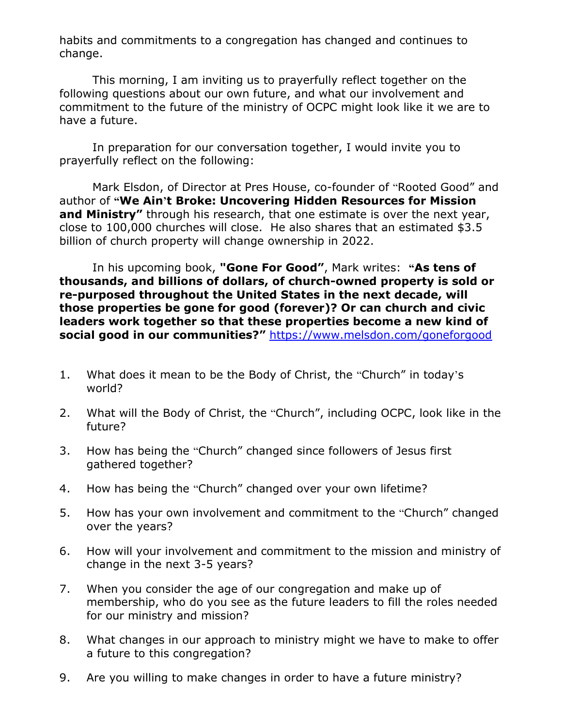habits and commitments to a congregation has changed and continues to change.

This morning, I am inviting us to prayerfully reflect together on the following questions about our own future, and what our involvement and commitment to the future of the ministry of OCPC might look like it we are to have a future.

In preparation for our conversation together, I would invite you to prayerfully reflect on the following:

Mark Elsdon, of Director at Pres House, co-founder of "Rooted Good" and author of **"We Ain't Broke: Uncovering Hidden Resources for Mission and Ministry"** through his research, that one estimate is over the next year, close to 100,000 churches will close. He also shares that an estimated $3.5 billion of church property will change ownership in 2022.

In his upcoming book, **"Gone For Good"**, Mark writes: **"As tens of thousands, and billions of dollars, of church-owned property is sold or re-purposed throughout the United States in the next decade, will those properties be gone for good (forever)? Or can church and civic leaders work together so that these properties become a new kind of social good in our communities?"** https://www.melsdon.com/goneforgood

1. What does it mean to be the Body of Christ, the "Church" in today's world?
2. What will the Body of Christ, the "Church", including OCPC, look like in the future?
3. How has being the "Church" changed since followers of Jesus first gathered together?
4. How has being the "Church" changed over your own lifetime?
5. How has your own involvement and commitment to the "Church" changed over the years?
6. How will your involvement and commitment to the mission and ministry of change in the next 3-5 years?
7. When you consider the age of our congregation and make up of membership, who do you see as the future leaders to fill the roles needed for our ministry and mission?
8. What changes in our approach to ministry might we have to make to offer a future to this congregation?
9. Are you willing to make changes in order to have a future ministry?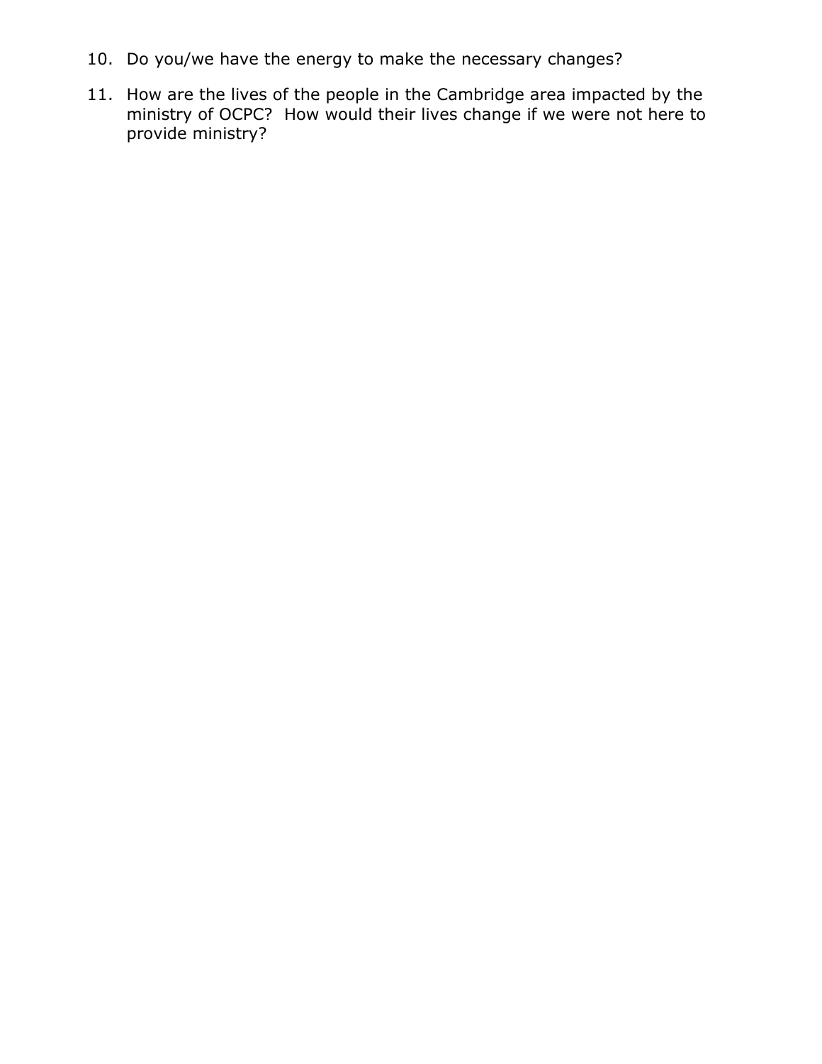10. Do you/we have the energy to make the necessary changes?

11. How are the lives of the people in the Cambridge area impacted by the ministry of OCPC? How would their lives change if we were not here to provide ministry?